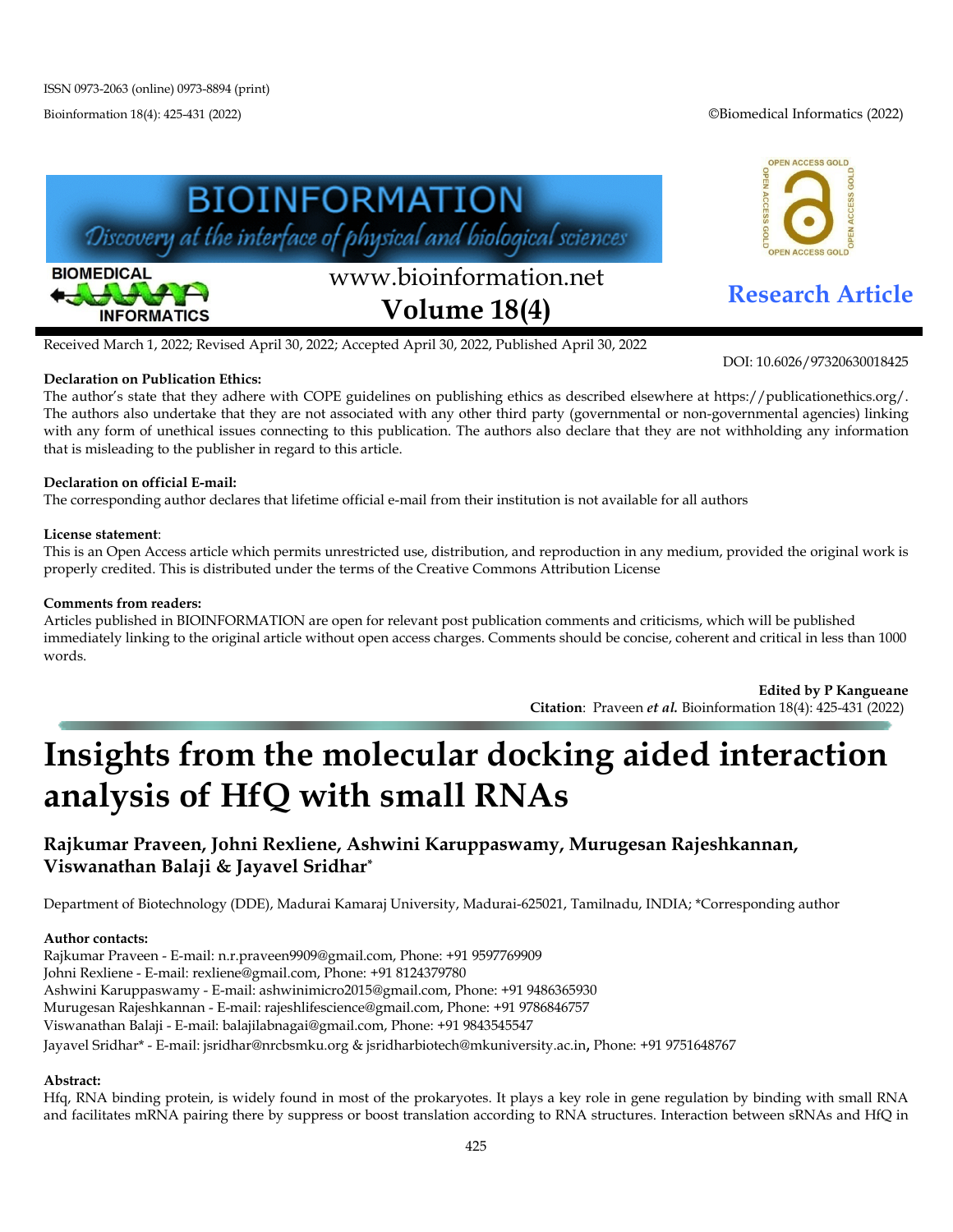ISSN 0973-2063 (online) 0973-8894 (print)

©Biomedical Informatics (2022)

**BIOINFORMATION** Discovery at the interface of physical and biological sciences

www.bioinformation.net

**Volume 18(4)**

**Research Article**

Received March 1, 2022; Revised April 30, 2022; Accepted April 30, 2022, Published April 30, 2022

DOI: 10.6026/97320630018425

**Declaration on Publication Ethics:**
The author's state that they adhere with COPE guidelines on publishing ethics as described elsewhere at https://publicationethics.org/. The authors also undertake that they are not associated with any other third party (governmental or non-governmental agencies) linking with any form of unethical issues connecting to this publication. The authors also declare that they are not withholding any information that is misleading to the publisher in regard to this article.

**Declaration on official E-mail:**
The corresponding author declares that lifetime official e-mail from their institution is not available for all authors

**License statement**:
This is an Open Access article which permits unrestricted use, distribution, and reproduction in any medium, provided the original work is properly credited. This is distributed under the terms of the Creative Commons Attribution License

**Comments from readers:**
Articles published in BIOINFORMATION are open for relevant post publication comments and criticisms, which will be published immediately linking to the original article without open access charges. Comments should be concise, coherent and critical in less than 1000 words.

**Edited by P Kangueane**
**Citation**: Praveen ***et al.*** Bioinformation 18(4): 425-431 (2022)

# Insights from the molecular docking aided interaction analysis of HfQ with small RNAs

**Rajkumar Praveen, Johni Rexliene, Ashwini Karuppaswamy, Murugesan Rajeshkannan, Viswanathan Balaji & Jayavel Sridhar***

Department of Biotechnology (DDE), Madurai Kamaraj University, Madurai-625021, Tamilnadu, INDIA; *Corresponding author

**Author contacts:**
Rajkumar Praveen - E-mail: n.r.praveen9909@gmail.com, Phone: +91 9597769909
Johni Rexliene - E-mail: rexliene@gmail.com, Phone: +91 8124379780
Ashwini Karuppaswamy - E-mail: ashwinimicro2015@gmail.com, Phone: +91 9486365930
Murugesan Rajeshkannan - E-mail: rajeshlifescience@gmail.com, Phone: +91 9786846757
Viswanathan Balaji - E-mail: balajilabnagai@gmail.com, Phone: +91 9843545547
Jayavel Sridhar* - E-mail: jsridhar@nrcbsmku.org & jsridharbiotech@mkuniversity.ac.in, Phone: +91 9751648767

**Abstract:**
Hfq, RNA binding protein, is widely found in most of the prokaryotes. It plays a key role in gene regulation by binding with small RNA and facilitates mRNA pairing there by suppress or boost translation according to RNA structures. Interaction between sRNAs and HfQ in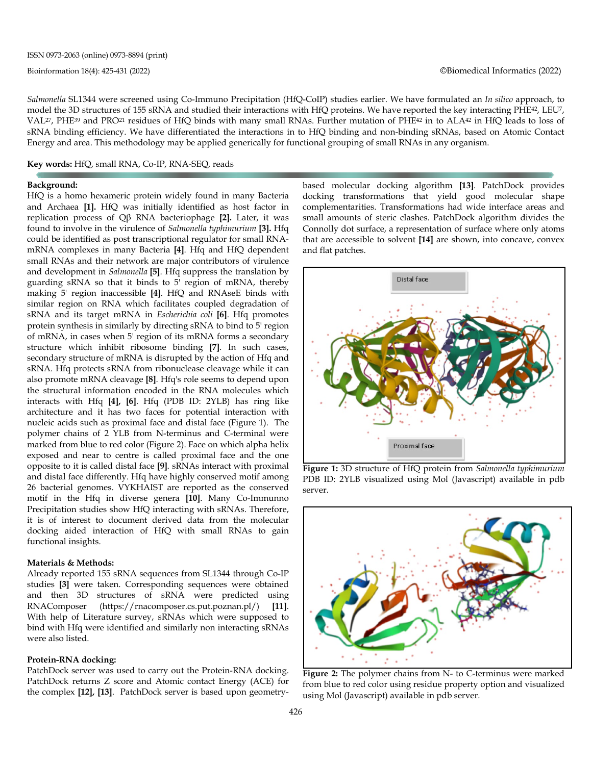*Salmonella* SL1344 were screened using Co-Immuno Precipitation (HfQ-CoIP) studies earlier. We have formulated an *In silico* approach, to model the 3D structures of 155 sRNA and studied their interactions with HfQ proteins. We have reported the key interacting PHE42, LEU7, VAL27, PHE39 and PRO21 residues of HfQ binds with many small RNAs. Further mutation of PHE42 in to ALA42 in HfQ leads to loss of sRNA binding efficiency. We have differentiated the interactions in to HfQ binding and non-binding sRNAs, based on Atomic Contact Energy and area. This methodology may be applied generically for functional grouping of small RNAs in any organism.

**Key words:** HfQ, small RNA, Co-IP, RNA-SEQ, reads

### Background:

HfQ is a homo hexameric protein widely found in many Bacteria and Archaea **[1].** HfQ was initially identified as host factor in replication process of Qβ RNA bacteriophage **[2].** Later, it was found to involve in the virulence of *Salmonella typhimurium* **[3].** Hfq could be identified as post transcriptional regulator for small RNA-mRNA complexes in many Bacteria **[4]**. Hfq and HfQ dependent small RNAs and their network are major contributors of virulence and development in *Salmonella* **[5]**. Hfq suppress the translation by guarding sRNA so that it binds to 5' region of mRNA, thereby making 5' region inaccessible **[4]**. HfQ and RNAseE binds with similar region on RNA which facilitates coupled degradation of sRNA and its target mRNA in *Escherichia coli* **[6]**. Hfq promotes protein synthesis in similarly by directing sRNA to bind to 5' region of mRNA, in cases when 5' region of its mRNA forms a secondary structure which inhibit ribosome binding **[7]**. In such cases, secondary structure of mRNA is disrupted by the action of Hfq and sRNA. Hfq protects sRNA from ribonuclease cleavage while it can also promote mRNA cleavage **[8]**. Hfq's role seems to depend upon the structural information encoded in the RNA molecules which interacts with Hfq **[4], [6]**. Hfq (PDB ID: 2YLB) has ring like architecture and it has two faces for potential interaction with nucleic acids such as proximal face and distal face (Figure 1). The polymer chains of 2 YLB from N-terminus and C-terminal were marked from blue to red color (Figure 2). Face on which alpha helix exposed and near to centre is called proximal face and the one opposite to it is called distal face **[9]**. sRNAs interact with proximal and distal face differently. Hfq have highly conserved motif among 26 bacterial genomes. VYKHAIST are reported as the conserved motif in the Hfq in diverse genera **[10]**. Many Co-Immunno Precipitation studies show HfQ interacting with sRNAs. Therefore, it is of interest to document derived data from the molecular docking aided interaction of HfQ with small RNAs to gain functional insights.

### Materials & Methods:

Already reported 155 sRNA sequences from SL1344 through Co-IP studies **[3]** were taken. Corresponding sequences were obtained and then 3D structures of sRNA were predicted using RNAComposer (https://rnacomposer.cs.put.poznan.pl/) **[11]**. With help of Literature survey, sRNAs which were supposed to bind with Hfq were identified and similarly non interacting sRNAs were also listed.

### Protein-RNA docking:

PatchDock server was used to carry out the Protein-RNA docking. PatchDock returns Z score and Atomic contact Energy (ACE) for the complex **[12], [13]**. PatchDock server is based upon geometry-based molecular docking algorithm **[13]**. PatchDock provides docking transformations that yield good molecular shape complementarities. Transformations had wide interface areas and small amounts of steric clashes. PatchDock algorithm divides the Connolly dot surface, a representation of surface where only atoms that are accessible to solvent **[14]** are shown, into concave, convex and flat patches.

**Figure 1:** 3D structure of HfQ protein from *Salmonella typhimurium* PDB ID: 2YLB visualized using Mol (Javascript) available in pdb server.

**Figure 2:** The polymer chains from N- to C-terminus were marked from blue to red color using residue property option and visualized using Mol (Javascript) available in pdb server.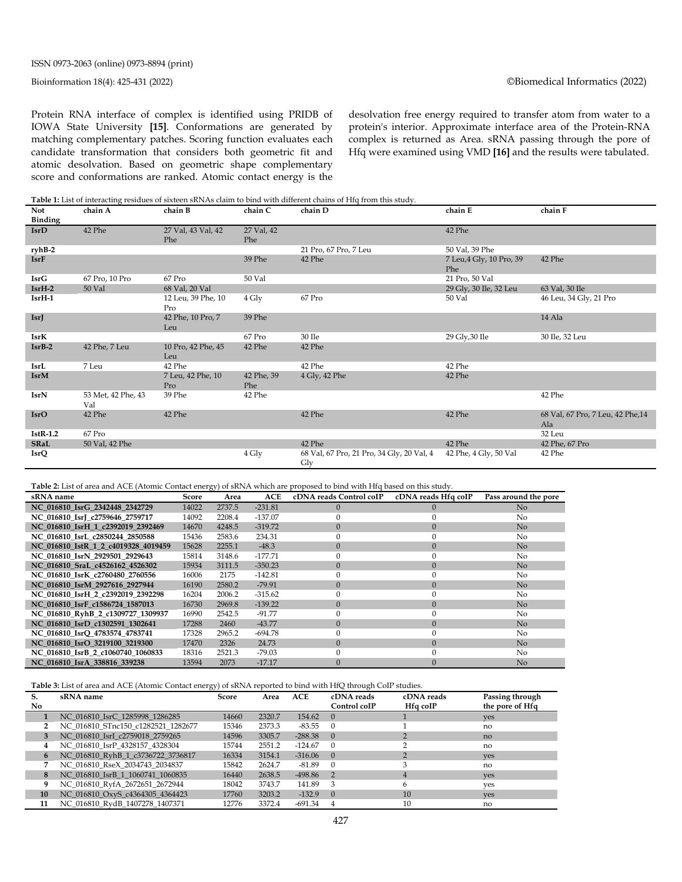Protein RNA interface of complex is identified using PRIDB of IOWA State University **[15]**. Conformations are generated by matching complementary patches. Scoring function evaluates each candidate transformation that considers both geometric fit and atomic desolvation. Based on geometric shape complementary score and conformations are ranked. Atomic contact energy is the desolvation free energy required to transfer atom from water to a protein's interior. Approximate interface area of the Protein-RNA complex is returned as Area. sRNA passing through the pore of Hfq were examined using VMD **[16]** and the results were tabulated.

**Table 1:** List of interacting residues of sixteen sRNAs claim to bind with different chains of Hfq from this study.

| Not Binding | chain A | chain B | chain C | chain D | chain E | chain F |
|---|---|---|---|---|---|---|
| **IsrD** | 42 Phe | 27 Val, 43 Val, 42 Phe | 27 Val, 42 Phe | | 42 Phe | |
| **ryhB-2** | | | | 21 Pro, 67 Pro, 7 Leu | 50 Val, 39 Phe | |
| **IsrF** | | | 39 Phe | 42 Phe | 7 Leu,4 Gly, 10 Pro, 39 Phe | 42 Phe |
| **IsrG** | 67 Pro, 10 Pro | 67 Pro | 50 Val | | 21 Pro, 50 Val | |
| **IsrH-2** | 50 Val | 68 Val, 20 Val | | | 29 Gly, 30 Ile, 32 Leu | 63 Val, 30 Ile |
| **IsrH-1** | | 12 Leu, 39 Phe, 10 Pro | 4 Gly | 67 Pro | 50 Val | 46 Leu, 34 Gly, 21 Pro |
| **IsrJ** | | 42 Phe, 10 Pro, 7 Leu | 39 Phe | | | 14 Ala |
| **IsrK** | | | 67 Pro | 30 Ile | 29 Gly,30 Ile | 30 Ile, 32 Leu |
| **IsrB-2** | 42 Phe, 7 Leu | 10 Pro, 42 Phe, 45 Leu | 42 Phe | 42 Phe | | |
| **IsrL** | 7 Leu | 42 Phe | | 42 Phe | 42 Phe | |
| **IsrM** | | 7 Leu, 42 Phe, 10 Pro | 42 Phe, 39 Phe | 4 Gly, 42 Phe | 42 Phe | |
| **IsrN** | 53 Met, 42 Phe, 43 Val | 39 Phe | 42 Phe | | | 42 Phe |
| **IsrO** | 42 Phe | 42 Phe | | 42 Phe | 42 Phe | 68 Val, 67 Pro, 7 Leu, 42 Phe,14 Ala |
| **IstR-1.2** | 67 Pro | | | | | 32 Leu |
| **SRaL** | 50 Val, 42 Phe | | | 42 Phe | 42 Phe | 42 Phe, 67 Pro |
| **IsrQ** | | | 4 Gly | 68 Val, 67 Pro, 21 Pro, 34 Gly, 20 Val, 4 Gly | 42 Phe, 4 Gly, 50 Val | 42 Phe |

**Table 2:** List of area and ACE (Atomic Contact energy) of sRNA which are proposed to bind with Hfq based on this study.

| sRNA name | Score | Area | ACE | cDNA reads Control coIP | cDNA reads Hfq coIP | Pass around the pore |
|---|---|---|---|---|---|---|
| NC_016810_IsrG_2342448_2342729 | 14022 | 2737.5 | -231.81 | 0 | 0 | No |
| NC_016810_IsrJ_c2759646_2759717 | 14092 | 2208.4 | -137.07 | 0 | 0 | No |
| NC_016810_IsrH_1_c2392019_2392469 | 14670 | 4248.5 | -319.72 | 0 | 0 | No |
| NC_016810_IsrL_c2850244_2850588 | 15436 | 2583.6 | 234.31 | 0 | 0 | No |
| NC_016810_IstR_1_2_c4019328_4019459 | 15628 | 2255.1 | -48.3 | 0 | 0 | No |
| NC_016810_IsrN_2929501_2929643 | 15814 | 3148.6 | -177.71 | 0 | 0 | No |
| NC_016810_SraL_c4526162_4526302 | 15934 | 3111.5 | -350.23 | 0 | 0 | No |
| NC_016810_IsrK_c2760480_2760556 | 16006 | 2175 | -142.81 | 0 | 0 | No |
| NC_016810_IsrM_2927616_2927944 | 16190 | 2580.2 | -79.91 | 0 | 0 | No |
| NC_016810_IsrH_2_c2392019_2392298 | 16204 | 2006.2 | -315.62 | 0 | 0 | No |
| NC_016810_IsrF_c1586724_1587013 | 16730 | 2969.8 | -139.22 | 0 | 0 | No |
| NC_016810_RyhB_2_c1309727_1309937 | 16990 | 2542.5 | -91.77 | 0 | 0 | No |
| NC_016810_IsrD_c1302591_1302641 | 17288 | 2460 | -43.77 | 0 | 0 | No |
| NC_016810_IsrQ_4783574_4783741 | 17328 | 2965.2 | -694.78 | 0 | 0 | No |
| NC_016810_IsrO_3219100_3219300 | 17470 | 2326 | 24.73 | 0 | 0 | No |
| NC_016810_IsrB_2_c1060740_1060833 | 18316 | 2521.3 | -79.03 | 0 | 0 | No |
| NC_016810_IsrA_338816_339238 | 13594 | 2073 | -17.17 | 0 | 0 | No |

**Table 3:** List of area and ACE (Atomic Contact energy) of sRNA reported to bind with HfQ through CoIP studies.

| S. No | sRNA name | Score | Area | ACE | cDNA reads Control coIP | cDNA reads Hfq coIP | Passing through the pore of Hfq |
|---|---|---|---|---|---|---|---|
| 1 | NC_016810_IsrC_1285998_1286285 | 14660 | 2320.7 | 154.62 | 0 | 1 | yes |
| 2 | NC_016810_STnc150_c1282521_1282677 | 15346 | 2373.3 | -83.55 | 0 | 1 | no |
| 3 | NC_016810_IsrI_c2759018_2759265 | 14596 | 3305.7 | -288.38 | 0 | 2 | no |
| 4 | NC_016810_IsrP_4328157_4328304 | 15744 | 2551.2 | -124.67 | 0 | 2 | no |
| 6 | NC_016810_RyhB_1_c3736722_3736817 | 16334 | 3154.1 | -316.06 | 0 | 2 | yes |
| 7 | NC_016810_RseX_2034743_2038437 | 15842 | 2624.7 | -81.89 | 0 | 3 | no |
| 8 | NC_016810_IsrB_1_1060741_1060835 | 16440 | 2638.5 | -498.86 | 2 | 4 | yes |
| 9 | NC_016810_RyfA_2672651_2672944 | 18042 | 3743.7 | 141.89 | 3 | 6 | yes |
| 10 | NC_016810_OxyS_c4364305_4364423 | 17760 | 3203.2 | -132.9 | 0 | 10 | yes |
| 11 | NC_016810_RydB_1407278_1407371 | 12776 | 3372.4 | -691.34 | 4 | 10 | no |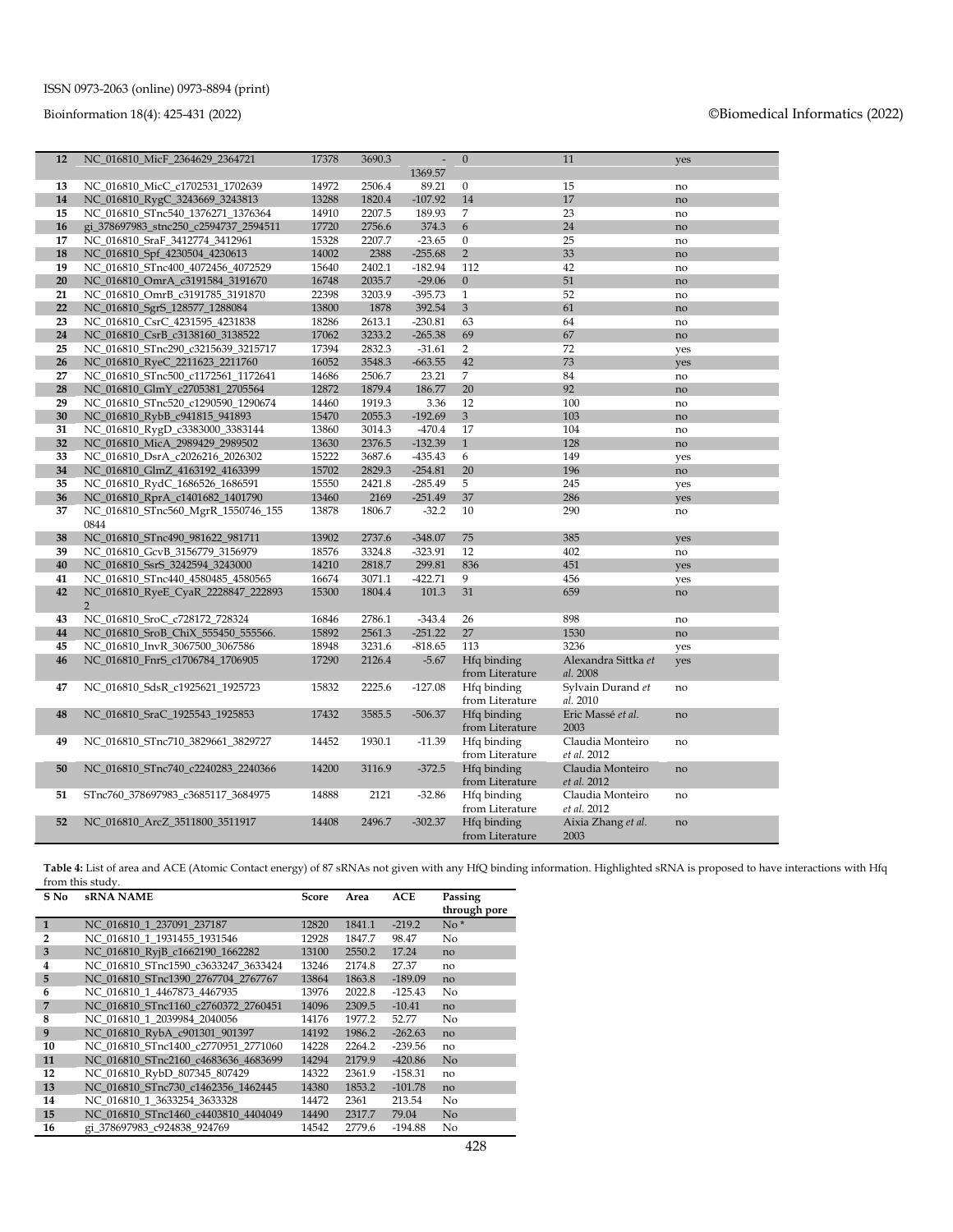| 12 | NC_016810_MicF_2364629_2364721 | 17378 | 3690.3 | -1369.57 | 0 | 11 | yes |
|---|---|---|---|---|---|---|---|
| 13 | NC_016810_MicC_c1702531_1702639 | 14972 | 2506.4 | 89.21 | 0 | 15 | no |
| 14 | NC_016810_RygC_3243669_3243813 | 13288 | 1820.4 | -107.92 | 14 | 17 | no |
| 15 | NC_016810_STnc540_1376271_1376364 | 14910 | 2207.5 | 189.93 | 7 | 23 | no |
| 16 | gi_378697983_stnc250_c2594737_2594511 | 17720 | 2756.6 | 374.3 | 6 | 24 | no |
| 17 | NC_016810_SraF_3412774_3412961 | 15328 | 2207.7 | -23.65 | 0 | 25 | no |
| 18 | NC_016810_Spf_4230504_4230613 | 14002 | 2388 | -255.68 | 2 | 33 | no |
| 19 | NC_016810_STnc400_4072456_4072529 | 15640 | 2402.1 | -182.94 | 112 | 42 | no |
| 20 | NC_016810_OmrA_c3191584_3191670 | 16748 | 2035.7 | -29.06 | 0 | 51 | no |
| 21 | NC_016810_OmrB_c3191785_3191870 | 22398 | 3203.9 | -395.73 | 1 | 52 | no |
| 22 | NC_016810_SgrS_128577_1288084 | 13800 | 1878 | 392.54 | 3 | 61 | no |
| 23 | NC_016810_CsrC_4231595_4231838 | 18286 | 2613.1 | -230.81 | 63 | 64 | no |
| 24 | NC_016810_CsrB_c3138160_3138522 | 17062 | 3233.2 | -265.38 | 69 | 67 | no |
| 25 | NC_016810_STnc290_c3215639_3215717 | 17394 | 2832.3 | -31.61 | 2 | 72 | yes |
| 26 | NC_016810_RyeC_2211623_2211760 | 16052 | 3548.3 | -663.55 | 42 | 73 | yes |
| 27 | NC_016810_STnc500_c1172561_1172641 | 14686 | 2506.7 | 23.21 | 7 | 84 | no |
| 28 | NC_016810_GlmY_c2705381_2705564 | 12872 | 1879.4 | 186.77 | 20 | 92 | no |
| 29 | NC_016810_STnc520_c1290590_1290674 | 14460 | 1919.3 | 3.36 | 12 | 100 | no |
| 30 | NC_016810_RybB_c941815_941893 | 15470 | 2055.3 | -192.69 | 3 | 103 | no |
| 31 | NC_016810_RygD_c3383000_3383144 | 13860 | 3014.3 | -470.4 | 17 | 104 | no |
| 32 | NC_016810_MicA_2989429_2989502 | 13630 | 2376.5 | -132.39 | 1 | 128 | no |
| 33 | NC_016810_DsrA_c2026216_2026302 | 15222 | 3687.6 | -435.43 | 6 | 149 | yes |
| 34 | NC_016810_GlmZ_4163192_4163399 | 15702 | 2829.3 | -254.81 | 20 | 196 | no |
| 35 | NC_016810_RydC_1686526_1686591 | 15550 | 2421.8 | -285.49 | 5 | 245 | yes |
| 36 | NC_016810_RprA_c1401682_1401790 | 13460 | 2169 | -251.49 | 37 | 286 | yes |
| 37 | NC_016810_STnc560_MgrR_1550746_1550844 | 13878 | 1806.7 | -32.2 | 10 | 290 | no |
| 38 | NC_016810_STnc490_981622_981711 | 13902 | 2737.6 | -348.07 | 75 | 385 | yes |
| 39 | NC_016810_GcvB_3156779_3156979 | 18576 | 3324.8 | -323.91 | 12 | 402 | no |
| 40 | NC_016810_SsrS_3242594_3243000 | 14210 | 2818.7 | 299.81 | 836 | 451 | yes |
| 41 | NC_016810_STnc440_4580485_4580565 | 16674 | 3071.1 | -422.71 | 9 | 456 | yes |
| 42 | NC_016810_RyeE_CyaR_2228847_2228932 | 15300 | 1804.4 | 101.3 | 31 | 659 | no |
| 43 | NC_016810_SroC_c728172_728324 | 16846 | 2786.1 | -343.4 | 26 | 898 | no |
| 44 | NC_016810_SroB_ChiX_555450_555566. | 15892 | 2561.3 | -251.22 | 27 | 1530 | no |
| 45 | NC_016810_InvR_3067500_3067586 | 18948 | 3231.6 | -818.65 | 113 | 3236 | yes |
| 46 | NC_016810_FnrS_c1706784_1706905 | 17290 | 2126.4 | -5.67 | Hfq binding from Literature | Alexandra Sittka *et al.* 2008 | yes |
| 47 | NC_016810_SdsR_c1925621_1925723 | 15832 | 2225.6 | -127.08 | Hfq binding from Literature | Sylvain Durand *et al.* 2010 | no |
| 48 | NC_016810_SraC_1925543_1925853 | 17432 | 3585.5 | -506.37 | Hfq binding from Literature | Eric Massé *et al.* 2003 | no |
| 49 | NC_016810_STnc710_3829661_3829727 | 14452 | 1930.1 | -11.39 | Hfq binding from Literature | Claudia Monteiro *et al.* 2012 | no |
| 50 | NC_016810_STnc740_c2240283_2240366 | 14200 | 3116.9 | -372.5 | Hfq binding from Literature | Claudia Monteiro *et al.* 2012 | no |
| 51 | STnc760_378697983_c3685117_3684975 | 14888 | 2121 | -32.86 | Hfq binding from Literature | Claudia Monteiro *et al.* 2012 | no |
| 52 | NC_016810_ArcZ_3511800_3511917 | 14408 | 2496.7 | -302.37 | Hfq binding from Literature | Aixia Zhang *et al.* 2003 | no |

**Table 4:** List of area and ACE (Atomic Contact energy) of 87 sRNAs not given with any HfQ binding information. Highlighted sRNA is proposed to have interactions with Hfq from this study.

| S No | sRNA NAME | Score | Area | ACE | Passing through pore |
|---|---|---|---|---|---|
| 1 | NC_016810_1_237091_237187 | 12820 | 1841.1 | -219.2 | No * |
| 2 | NC_016810_1_1931455_1931546 | 12928 | 1847.7 | 98.47 | No |
| 3 | NC_016810_RyjB_c1662190_1662282 | 13100 | 2550.2 | 17.24 | no |
| 4 | NC_016810_STnc1590_c3633247_3633424 | 13246 | 2174.8 | 27.37 | no |
| 5 | NC_016810_STnc1390_2767704_2767767 | 13864 | 1863.8 | -189.09 | no |
| 6 | NC_016810_1_4467873_4467935 | 13976 | 2022.8 | -125.43 | No |
| 7 | NC_016810_STnc1160_c2760372_2760451 | 14096 | 2309.5 | -10.41 | no |
| 8 | NC_016810_1_2039984_2040056 | 14176 | 1977.2 | 52.77 | No |
| 9 | NC_016810_RybA_c901301_901397 | 14192 | 1986.2 | -262.63 | no |
| 10 | NC_016810_STnc1400_c2770951_2771060 | 14228 | 2264.2 | -239.56 | no |
| 11 | NC_016810_STnc2160_c4683636_4683699 | 14294 | 2179.9 | -420.86 | No |
| 12 | NC_016810_RybD_807345_807429 | 14322 | 2361.9 | -158.31 | no |
| 13 | NC_016810_STnc730_c1462356_1462445 | 14380 | 1853.2 | -101.78 | no |
| 14 | NC_016810_1_3633254_3633328 | 14472 | 2361 | 213.54 | No |
| 15 | NC_016810_STnc1460_c4403810_4404049 | 14490 | 2317.7 | 79.04 | No |
| 16 | gi_378697983_c924838_924769 | 14542 | 2779.6 | -194.88 | No |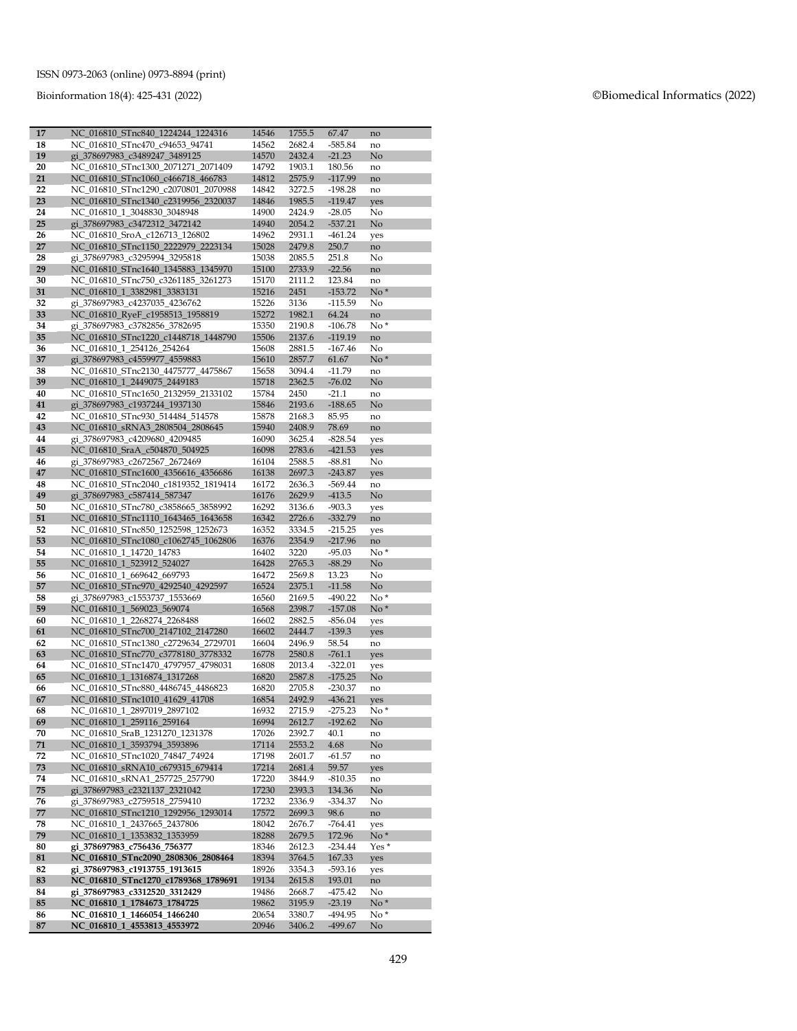| 17 | NC_016810_STnc840_1224244_1224316 | 14546 | 1755.5 | 67.47 | no |
|---|---|---|---|---|---|
| 18 | NC_016810_STnc470_c94653_94741 | 14562 | 2682.4 | -585.84 | no |
| 19 | gi_378697983_c3489247_3489125 | 14570 | 2432.4 | -21.23 | No |
| 20 | NC_016810_STnc1300_2071271_2071409 | 14792 | 1903.1 | 180.56 | no |
| 21 | NC_016810_STnc1060_c466718_466783 | 14812 | 2575.9 | -117.99 | no |
| 22 | NC_016810_STnc1290_c2070801_2070988 | 14842 | 3272.5 | -198.28 | no |
| 23 | NC_016810_STnc1340_c2319956_2320037 | 14846 | 1985.5 | -119.47 | yes |
| 24 | NC_016810_1_3048830_3048948 | 14900 | 2424.9 | -28.05 | No |
| 25 | gi_378697983_c3472312_3472142 | 14940 | 2054.2 | -537.21 | No |
| 26 | NC_016810_SroA_c126713_126802 | 14962 | 2931.1 | -461.24 | yes |
| 27 | NC_016810_STnc1150_2222979_2223134 | 15028 | 2479.8 | 250.7 | no |
| 28 | gi_378697983_c3295994_3295818 | 15038 | 2085.5 | 251.8 | No |
| 29 | NC_016810_STnc1640_1345883_1345970 | 15100 | 2733.9 | -22.56 | no |
| 30 | NC_016810_STnc750_c3261185_3261273 | 15170 | 2111.2 | 123.84 | no |
| 31 | NC_016810_1_3382981_3383131 | 15216 | 2451 | -153.72 | No * |
| 32 | gi_378697983_c4237035_4236762 | 15226 | 3136 | -115.59 | No |
| 33 | NC_016810_RyeF_c1958513_1958819 | 15272 | 1982.1 | 64.24 | no |
| 34 | gi_378697983_c3782856_3782695 | 15350 | 2190.8 | -106.78 | No * |
| 35 | NC_016810_STnc1220_c1448718_1448790 | 15506 | 2137.6 | -119.19 | no |
| 36 | NC_016810_1_254126_254264 | 15608 | 2881.5 | -167.46 | No |
| 37 | gi_378697983_c4559977_4559883 | 15610 | 2857.7 | 61.67 | No * |
| 38 | NC_016810_STnc2130_4475777_4475867 | 15658 | 3094.4 | -11.79 | no |
| 39 | NC_016810_1_2449075_2449183 | 15718 | 2362.5 | -76.02 | No |
| 40 | NC_016810_STnc1650_2132959_2133102 | 15784 | 2450 | -21.1 | no |
| 41 | gi_378697983_c1937244_1937130 | 15846 | 2193.6 | -188.65 | No |
| 42 | NC_016810_STnc930_514484_514578 | 15878 | 2168.3 | 85.95 | no |
| 43 | NC_016810_sRNA3_2808504_2808645 | 15940 | 2408.9 | 78.69 | no |
| 44 | gi_378697983_c4209680_4209485 | 16090 | 3625.4 | -828.54 | yes |
| 45 | NC_016810_SraA_c504870_504925 | 16098 | 2783.6 | -421.53 | yes |
| 46 | gi_378697983_c2672567_2672469 | 16104 | 2588.5 | -88.81 | No |
| 47 | NC_016810_STnc1600_4356616_4356686 | 16138 | 2697.3 | -243.87 | yes |
| 48 | NC_016810_STnc2040_c1819352_1819414 | 16172 | 2636.3 | -569.44 | no |
| 49 | gi_378697983_c587414_587347 | 16176 | 2629.9 | -413.5 | No |
| 50 | NC_016810_STnc780_c3858665_3858992 | 16292 | 3136.6 | -903.3 | yes |
| 51 | NC_016810_STnc1110_1643465_1643658 | 16342 | 2726.6 | -332.79 | no |
| 52 | NC_016810_STnc850_1252598_1252673 | 16352 | 3334.5 | -215.25 | yes |
| 53 | NC_016810_STnc1080_c1062745_1062806 | 16376 | 2354.9 | -217.96 | no |
| 54 | NC_016810_1_14720_14783 | 16402 | 3220 | -95.03 | No * |
| 55 | NC_016810_1_523912_524027 | 16428 | 2765.3 | -88.29 | No |
| 56 | NC_016810_1_669642_669793 | 16472 | 2569.8 | 13.23 | No |
| 57 | NC_016810_STnc970_4292540_4292597 | 16524 | 2375.1 | -11.58 | No |
| 58 | gi_378697983_c1553737_1553669 | 16560 | 2169.5 | -490.22 | No * |
| 59 | NC_016810_1_569023_569074 | 16568 | 2398.7 | -157.08 | No * |
| 60 | NC_016810_1_2268274_2268488 | 16602 | 2882.5 | -856.04 | yes |
| 61 | NC_016810_STnc700_2147102_2147280 | 16602 | 2444.7 | -139.3 | yes |
| 62 | NC_016810_STnc1380_c2729634_2729701 | 16604 | 2496.9 | 58.54 | no |
| 63 | NC_016810_STnc770_c3778180_3778332 | 16778 | 2580.8 | -761.1 | yes |
| 64 | NC_016810_STnc1470_4797957_4798031 | 16808 | 2013.4 | -322.01 | yes |
| 65 | NC_016810_1_1316874_1317268 | 16820 | 2587.8 | -175.25 | No |
| 66 | NC_016810_STnc880_4486745_4486823 | 16820 | 2705.8 | -230.37 | no |
| 67 | NC_016810_STnc1010_41629_41708 | 16854 | 2492.9 | -436.21 | yes |
| 68 | NC_016810_1_2897019_2897102 | 16932 | 2715.9 | -275.23 | No * |
| 69 | NC_016810_1_259116_259164 | 16994 | 2612.7 | -192.62 | No |
| 70 | NC_016810_SraB_1231270_1231378 | 17026 | 2392.7 | 40.1 | no |
| 71 | NC_016810_1_3593794_3593896 | 17114 | 2553.2 | 4.68 | No |
| 72 | NC_016810_STnc1020_74847_74924 | 17198 | 2601.7 | -61.57 | no |
| 73 | NC_016810_sRNA10_c679315_679414 | 17214 | 2681.4 | 59.57 | yes |
| 74 | NC_016810_sRNA1_257725_257790 | 17220 | 3844.9 | -810.35 | no |
| 75 | gi_378697983_c2321137_2321042 | 17230 | 2393.3 | 134.36 | No |
| 76 | gi_378697983_c2759518_2759410 | 17232 | 2336.9 | -334.37 | No |
| 77 | NC_016810_STnc1210_1292956_1293014 | 17572 | 2699.3 | 98.6 | no |
| 78 | NC_016810_1_2437665_2437806 | 18042 | 2676.7 | -764.41 | yes |
| 79 | NC_016810_1_1353832_1353959 | 18288 | 2679.5 | 172.96 | No * |
| 80 | **gi_378697983_c756436_756377** | 18346 | 2612.3 | -234.44 | Yes * |
| 81 | **NC_016810_STnc2090_2808306_2808464** | 18394 | 3764.5 | 167.33 | yes |
| 82 | **gi_378697983_c1913755_1913615** | 18926 | 3354.3 | -593.16 | yes |
| 83 | **NC_016810_STnc1270_c1789368_1789691** | 19134 | 2615.8 | 193.01 | no |
| 84 | **gi_378697983_c3312520_3312429** | 19486 | 2668.7 | -475.42 | No |
| 85 | **NC_016810_1_1784673_1784725** | 19862 | 3195.9 | -23.19 | No * |
| 86 | **NC_016810_1_1466054_1466240** | 20654 | 3380.7 | -494.95 | No * |
| 87 | **NC_016810_1_4553813_4553972** | 20946 | 3406.2 | -499.67 | No |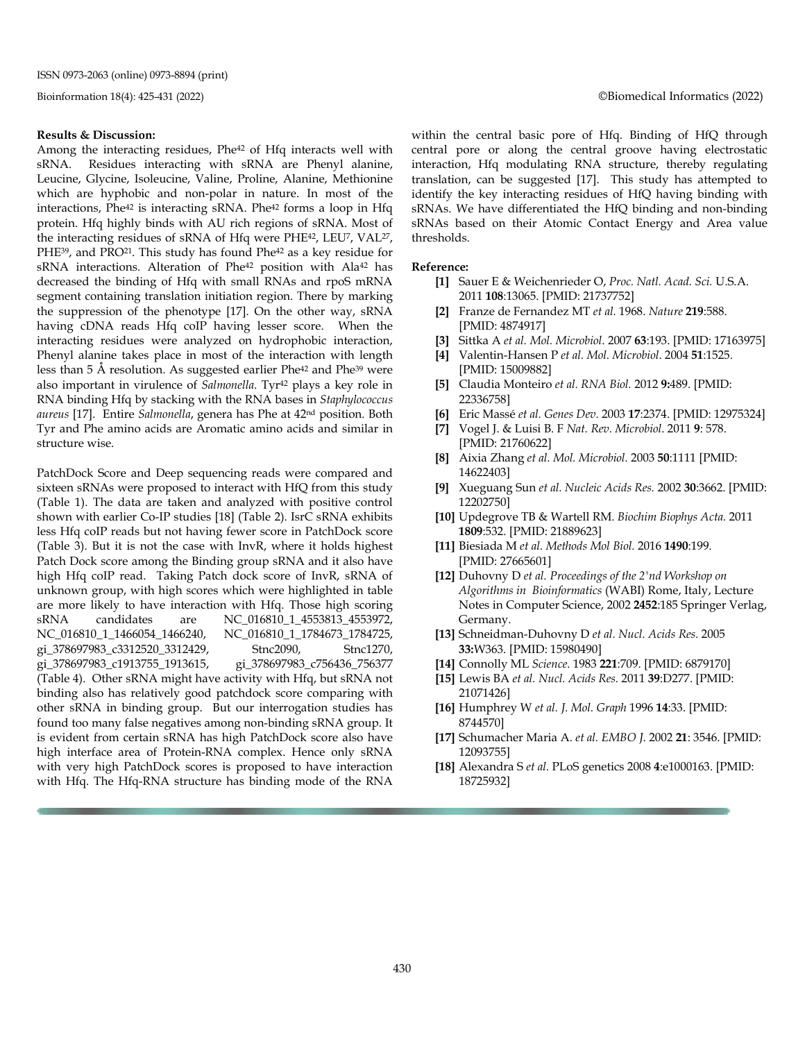**Results & Discussion:**

Among the interacting residues, Phe[42] of Hfq interacts well with sRNA. Residues interacting with sRNA are Phenyl alanine, Leucine, Glycine, Isoleucine, Valine, Proline, Alanine, Methionine which are hyphobic and non-polar in nature. In most of the interactions, Phe[42] is interacting sRNA. Phe[42] forms a loop in Hfq protein. Hfq highly binds with AU rich regions of sRNA. Most of the interacting residues of sRNA of Hfq were PHE[42], LEU[7], VAL[27], PHE[39], and PRO[21]. This study has found Phe[42] as a key residue for sRNA interactions. Alteration of Phe[42] position with Ala[42] has decreased the binding of Hfq with small RNAs and rpoS mRNA segment containing translation initiation region. There by marking the suppression of the phenotype [17]. On the other way, sRNA having cDNA reads Hfq coIP having lesser score. When the interacting residues were analyzed on hydrophobic interaction, Phenyl alanine takes place in most of the interaction with length less than 5 Å resolution. As suggested earlier Phe[42] and Phe[39] were also important in virulence of *Salmonella*. Tyr[42] plays a key role in RNA binding Hfq by stacking with the RNA bases in *Staphylococcus aureus* [17]. Entire *Salmonella*, genera has Phe at 42nd position. Both Tyr and Phe amino acids are Aromatic amino acids and similar in structure wise.

PatchDock Score and Deep sequencing reads were compared and sixteen sRNAs were proposed to interact with HfQ from this study (Table 1). The data are taken and analyzed with positive control shown with earlier Co-IP studies [18] (Table 2). IsrC sRNA exhibits less Hfq coIP reads but not having fewer score in PatchDock score (Table 3). But it is not the case with InvR, where it holds highest Patch Dock score among the Binding group sRNA and it also have high Hfq coIP read. Taking Patch dock score of InvR, sRNA of unknown group, with high scores which were highlighted in table are more likely to have interaction with Hfq. Those high scoring sRNA candidates are NC_016810_1_4553813_4553972, NC_016810_1_1466054_1466240, NC_016810_1_1784673_1784725, gi_378697983_c3312520_3312429, Stnc2090, Stnc1270, gi_378697983_c1913755_1913615, gi_378697983_c756436_756377 (Table 4). Other sRNA might have activity with Hfq, but sRNA not binding also has relatively good patchdock score comparing with other sRNA in binding group. But our interrogation studies has found too many false negatives among non-binding sRNA group. It is evident from certain sRNA has high PatchDock score also have high interface area of Protein-RNA complex. Hence only sRNA with very high PatchDock scores is proposed to have interaction with Hfq. The Hfq-RNA structure has binding mode of the RNA within the central basic pore of Hfq. Binding of HfQ through central pore or along the central groove having electrostatic interaction, Hfq modulating RNA structure, thereby regulating translation, can be suggested [17]. This study has attempted to identify the key interacting residues of HfQ having binding with sRNAs. We have differentiated the HfQ binding and non-binding sRNAs based on their Atomic Contact Energy and Area value thresholds.

**Reference:**

- **[1]** Sauer E & Weichenrieder O, *Proc. Natl. Acad. Sci.* U.S.A. 2011 **108**:13065. [PMID: 21737752]
- **[2]** Franze de Fernandez MT *et al.* 1968. *Nature* **219**:588. [PMID: 4874917]
- **[3]** Sittka A *et al. Mol. Microbiol.* 2007 **63**:193. [PMID: 17163975]
- **[4]** Valentin-Hansen P *et al. Mol. Microbiol.* 2004 **51**:1525. [PMID: 15009882]
- **[5]** Claudia Monteiro *et al. RNA Biol.* 2012 **9:**489. [PMID: 22336758]
- **[6]** Eric Massé *et al. Genes Dev.* 2003 **17**:2374. [PMID: 12975324]
- **[7]** Vogel J. & Luisi B. F *Nat. Rev. Microbiol.* 2011 **9**: 578. [PMID: 21760622]
- **[8]** Aixia Zhang *et al. Mol. Microbiol.* 2003 **50**:1111 [PMID: 14622403]
- **[9]** Xueguang Sun *et al. Nucleic Acids Res.* 2002 **30**:3662. [PMID: 12202750]
- **[10]** Updegrove TB & Wartell RM. *Biochim Biophys Acta.* 2011 **1809**:532. [PMID: 21889623]
- **[11]** Biesiada M *et al. Methods Mol Biol.* 2016 **1490**:199. [PMID: 27665601]
- **[12]** Duhovny D *et al. Proceedings of the 2'nd Workshop on Algorithms in Bioinformatics* (WABI) Rome, Italy, Lecture Notes in Computer Science, 2002 **2452**:185 Springer Verlag, Germany.
- **[13]** Schneidman-Duhovny D *et al. Nucl. Acids Res.* 2005 **33:**W363. [PMID: 15980490]
- **[14]** Connolly ML *Science.* 1983 **221**:709. [PMID: 6879170]
- **[15]** Lewis BA *et al. Nucl. Acids Res.* 2011 **39**:D277. [PMID: 21071426]
- **[16]** Humphrey W *et al. J. Mol. Graph* 1996 **14**:33. [PMID: 8744570]
- **[17]** Schumacher Maria A. *et al. EMBO J.* 2002 **21**: 3546. [PMID: 12093755]
- **[18]** Alexandra S *et al.* PLoS genetics 2008 **4**:e1000163. [PMID: 18725932]